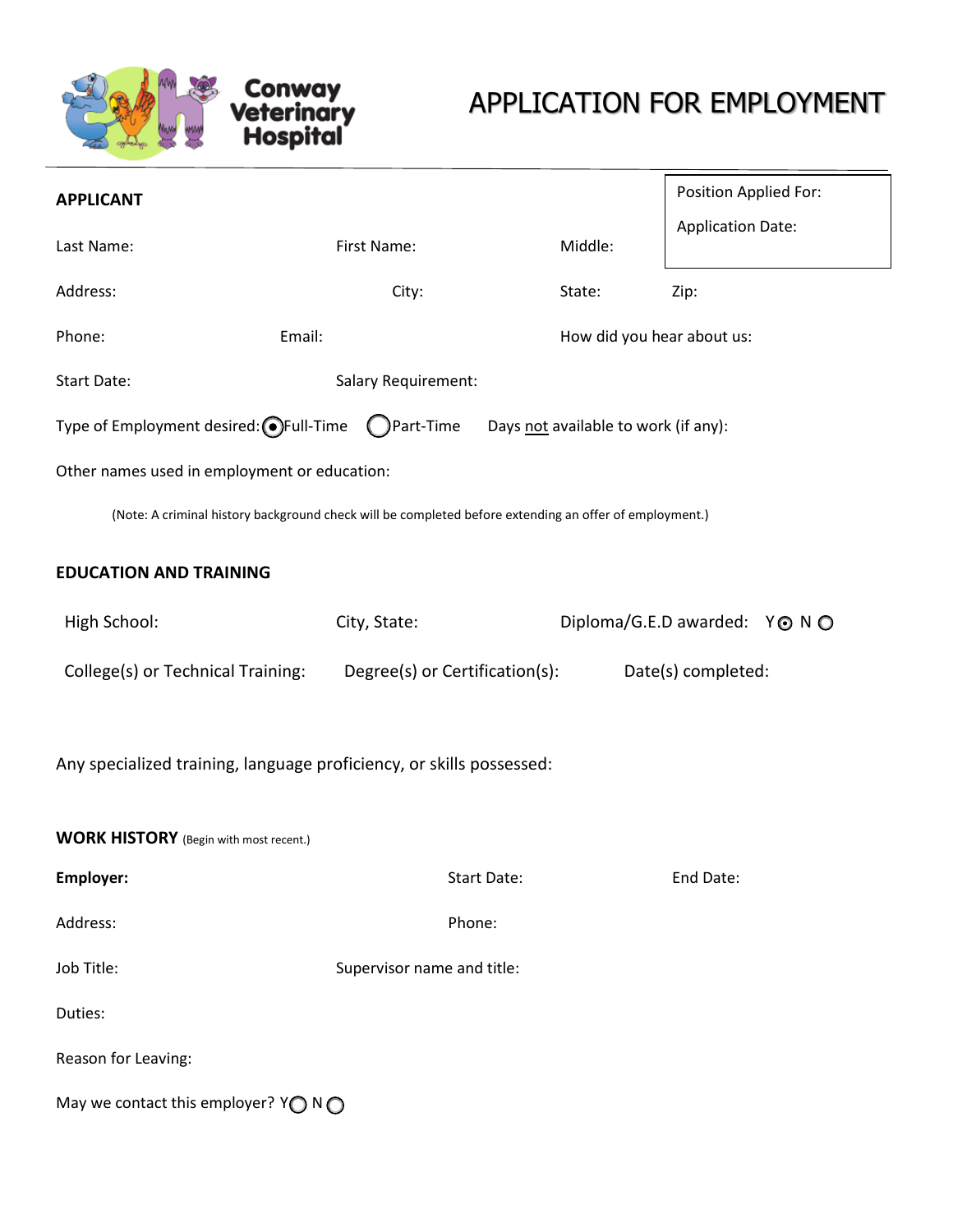Conway Veterinary Hospital

# APPLICATION FOR EMPLOYMENT

Position Applied For:

Application Date:

## APPLICANT

Last Name: First Name: Middle:

Address: City: State: Zip:

Phone: Email: How did you hear about us:

Start Date: Salary Requirement:

Type of Employment desired: ◉ Full-Time ◯ Part-Time Days not available to work (if any):

Other names used in employment or education:

(Note: A criminal history background check will be completed before extending an offer of employment.)

## EDUCATION AND TRAINING

High School: City, State: Diploma/G.E.D awarded: Y ◉ N ◯

College(s) or Technical Training: Degree(s) or Certification(s): Date(s) completed:

Any specialized training, language proficiency, or skills possessed:

## WORK HISTORY (Begin with most recent.)

**Employer:** Start Date: End Date:

Address: Phone:

Job Title: Supervisor name and title:

Duties:

Reason for Leaving:

May we contact this employer? Y ◯ N ◯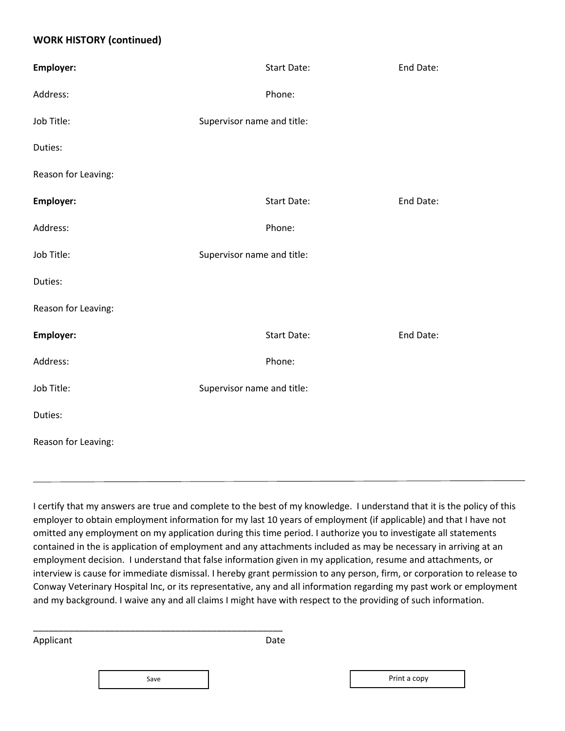**WORK HISTORY (continued)**

**Employer:** Start Date: End Date:

Address: Phone:

Job Title: Supervisor name and title:

Duties:

Reason for Leaving:

**Employer:** Start Date: End Date:

Address: Phone:

Job Title: Supervisor name and title:

Duties:

Reason for Leaving:

**Employer:** Start Date: End Date:

Address: Phone:

Job Title: Supervisor name and title:

Duties:

Reason for Leaving:

---

I certify that my answers are true and complete to the best of my knowledge. I understand that it is the policy of this employer to obtain employment information for my last 10 years of employment (if applicable) and that I have not omitted any employment on my application during this time period. I authorize you to investigate all statements contained in the is application of employment and any attachments included as may be necessary in arriving at an employment decision. I understand that false information given in my application, resume and attachments, or interview is cause for immediate dismissal. I hereby grant permission to any person, firm, or corporation to release to Conway Veterinary Hospital Inc, or its representative, any and all information regarding my past work or employment and my background. I waive any and all claims I might have with respect to the providing of such information.

_______________________________________________

Applicant Date

Save Print a copy